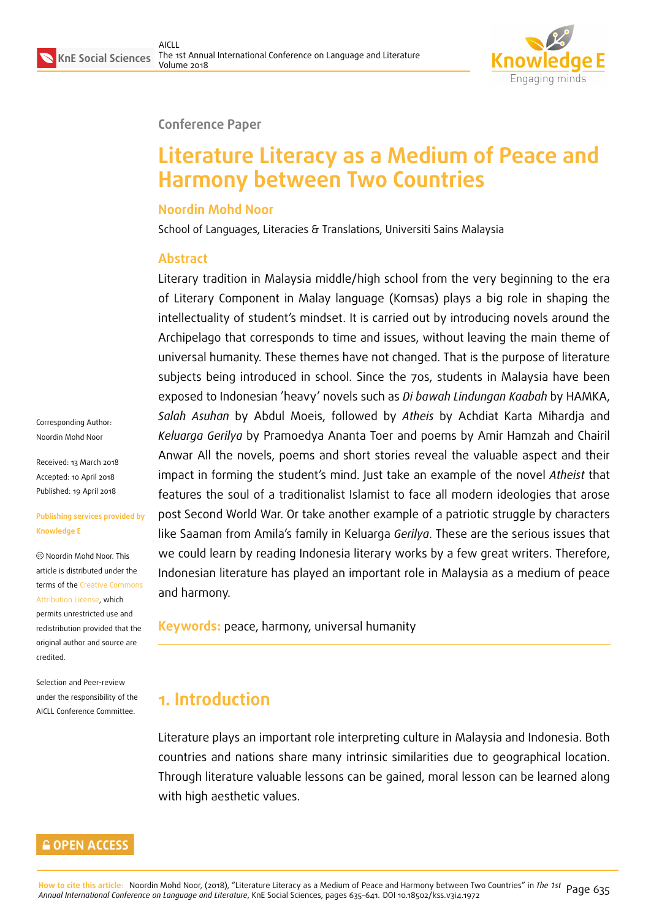Conference Paper

# Literature Literacy as a Medium of Peace and Harmony between Two Countries

**Noordin Mohd Noor**

School of Languages, Literacies & Translations, Universiti Sains Malaysia

## Abstract

Literary tradition in Malaysia middle/high school from the very beginning to the era of Literary Component in Malay language (Komsas) plays a big role in shaping the intellectuality of student's mindset. It is carried out by introducing novels around the Archipelago that corresponds to time and issues, without leaving the main theme of universal humanity. These themes have not changed. That is the purpose of literature subjects being introduced in school. Since the 70s, students in Malaysia have been exposed to Indonesian 'heavy' novels such as *Di bawah Lindungan Kaabah* by HAMKA, *Salah Asuhan* by Abdul Moeis, followed by *Atheis* by Achdiat Karta Mihardja and *Keluarga Gerilya* by Pramoedya Ananta Toer and poems by Amir Hamzah and Chairil Anwar All the novels, poems and short stories reveal the valuable aspect and their impact in forming the student's mind. Just take an example of the novel *Atheist* that features the soul of a traditionalist Islamist to face all modern ideologies that arose post Second World War. Or take another example of a patriotic struggle by characters like Saaman from Amila's family in Keluarga *Gerilya*. These are the serious issues that we could learn by reading Indonesia literary works by a few great writers. Therefore, Indonesian literature has played an important role in Malaysia as a medium of peace and harmony.

**Keywords:** peace, harmony, universal humanity

Corresponding Author: Noordin Mohd Noor

Received: 13 March 2018
Accepted: 10 April 2018
Published: 19 April 2018

Publishing services provided by Knowledge E

© Noordin Mohd Noor. This article is distributed under the terms of the Creative Commons Attribution License, which permits unrestricted use and redistribution provided that the original author and source are credited.

Selection and Peer-review under the responsibility of the AICLL Conference Committee.

## 1. Introduction

Literature plays an important role interpreting culture in Malaysia and Indonesia. Both countries and nations share many intrinsic similarities due to geographical location. Through literature valuable lessons can be gained, moral lesson can be learned along with high aesthetic values.

**How to cite this article:** Noordin Mohd Noor, (2018), "Literature Literacy as a Medium of Peace and Harmony between Two Countries" in *The 1st Annual International Conference on Language and Literature*, KnE Social Sciences, pages 635–641. DOI 10.18502/kss.v3i4.1972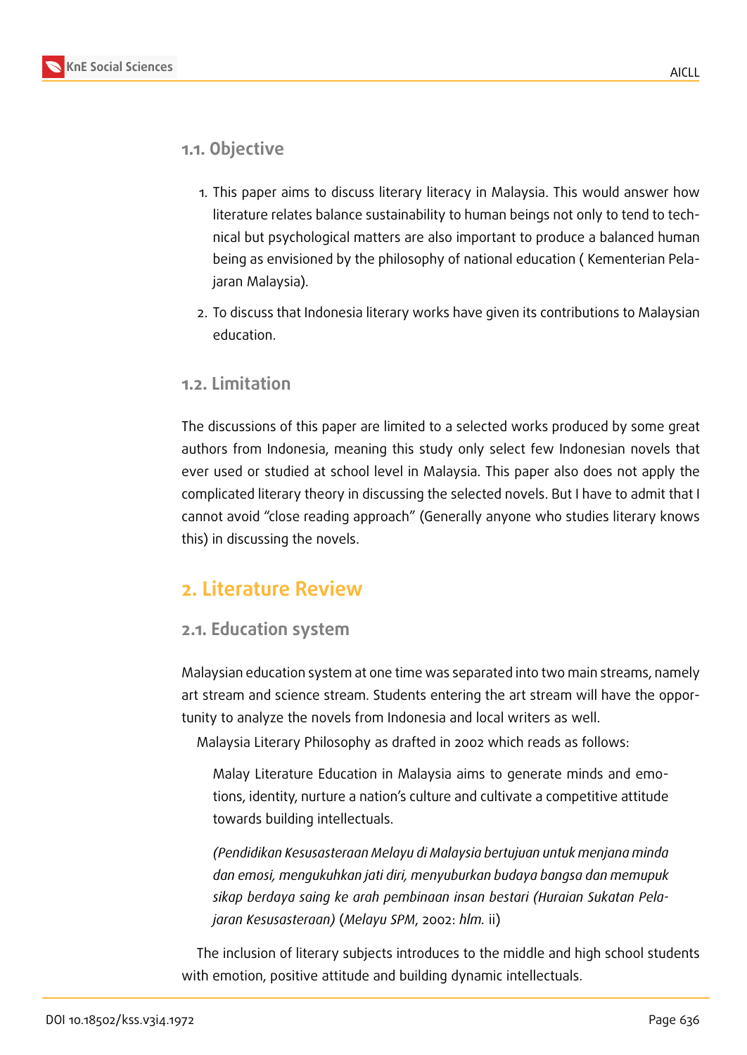### 1.1. Objective

1. This paper aims to discuss literary literacy in Malaysia. This would answer how literature relates balance sustainability to human beings not only to tend to technical but psychological matters are also important to produce a balanced human being as envisioned by the philosophy of national education ( Kementerian Pelajaran Malaysia).
2. To discuss that Indonesia literary works have given its contributions to Malaysian education.

### 1.2. Limitation

The discussions of this paper are limited to a selected works produced by some great authors from Indonesia, meaning this study only select few Indonesian novels that ever used or studied at school level in Malaysia. This paper also does not apply the complicated literary theory in discussing the selected novels. But I have to admit that I cannot avoid "close reading approach" (Generally anyone who studies literary knows this) in discussing the novels.

## 2. Literature Review

### 2.1. Education system

Malaysian education system at one time was separated into two main streams, namely art stream and science stream. Students entering the art stream will have the opportunity to analyze the novels from Indonesia and local writers as well.

Malaysia Literary Philosophy as drafted in 2002 which reads as follows:

> Malay Literature Education in Malaysia aims to generate minds and emotions, identity, nurture a nation's culture and cultivate a competitive attitude towards building intellectuals.
>
> *(Pendidikan Kesusasteraan Melayu di Malaysia bertujuan untuk menjana minda dan emosi, mengukuhkan jati diri, menyuburkan budaya bangsa dan memupuk sikap berdaya saing ke arah pembinaan insan bestari (Huraian Sukatan Pelajaran Kesusasteraan)* (*Melayu SPM*, 2002: *hlm.* ii)

The inclusion of literary subjects introduces to the middle and high school students with emotion, positive attitude and building dynamic intellectuals.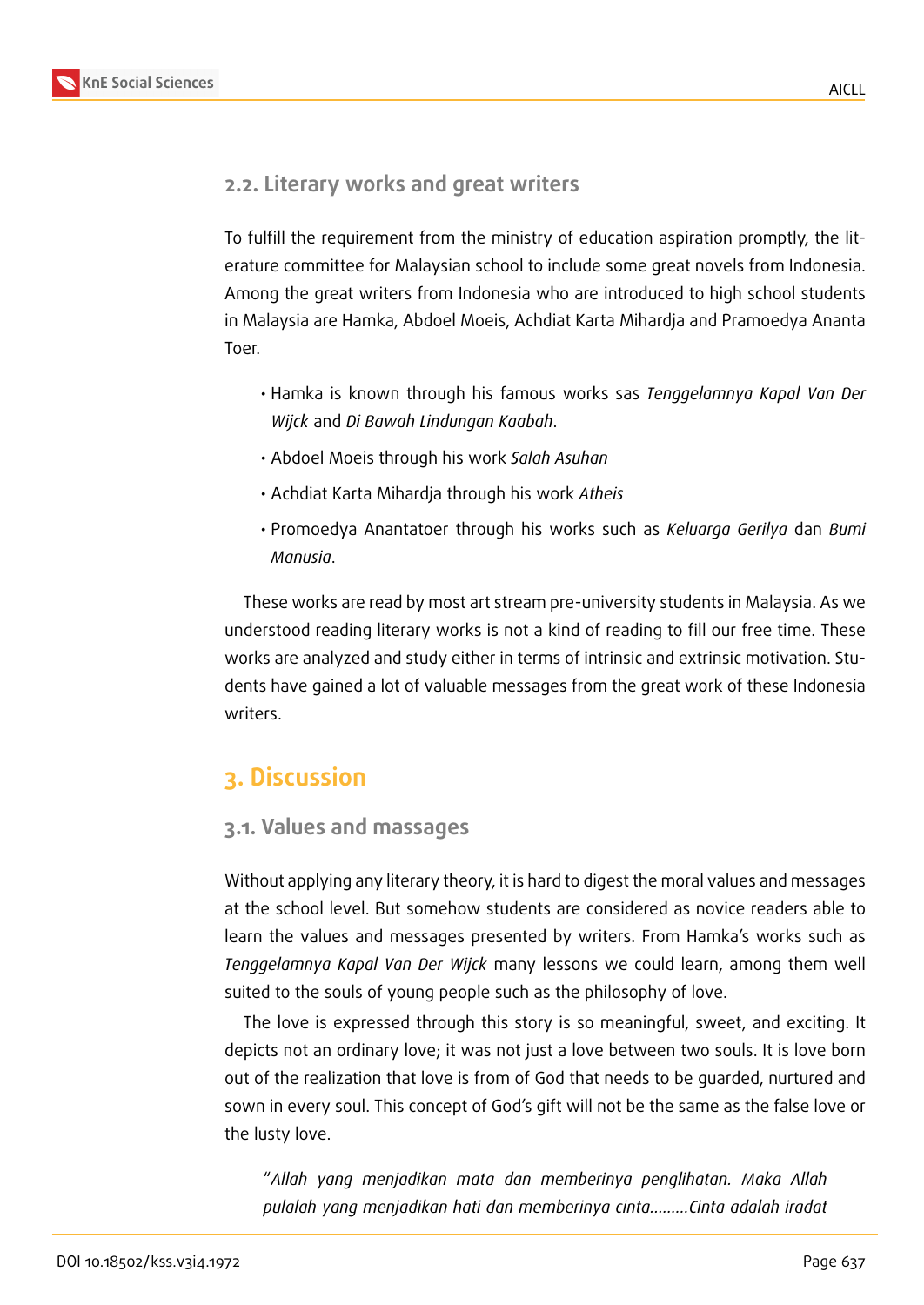### 2.2. Literary works and great writers

To fulfill the requirement from the ministry of education aspiration promptly, the literature committee for Malaysian school to include some great novels from Indonesia. Among the great writers from Indonesia who are introduced to high school students in Malaysia are Hamka, Abdoel Moeis, Achdiat Karta Mihardja and Pramoedya Ananta Toer.

- Hamka is known through his famous works sas *Tenggelamnya Kapal Van Der Wijck* and *Di Bawah Lindungan Kaabah*.
- Abdoel Moeis through his work *Salah Asuhan*
- Achdiat Karta Mihardja through his work *Atheis*
- Promoedya Anantatoer through his works such as *Keluarga Gerilya* dan *Bumi Manusia*.

These works are read by most art stream pre-university students in Malaysia. As we understood reading literary works is not a kind of reading to fill our free time. These works are analyzed and study either in terms of intrinsic and extrinsic motivation. Students have gained a lot of valuable messages from the great work of these Indonesia writers.

## 3. Discussion

### 3.1. Values and massages

Without applying any literary theory, it is hard to digest the moral values and messages at the school level. But somehow students are considered as novice readers able to learn the values and messages presented by writers. From Hamka's works such as *Tenggelamnya Kapal Van Der Wijck* many lessons we could learn, among them well suited to the souls of young people such as the philosophy of love.

The love is expressed through this story is so meaningful, sweet, and exciting. It depicts not an ordinary love; it was not just a love between two souls. It is love born out of the realization that love is from of God that needs to be guarded, nurtured and sown in every soul. This concept of God's gift will not be the same as the false love or the lusty love.

> "*Allah yang menjadikan mata dan memberinya penglihatan. Maka Allah pulalah yang menjadikan hati dan memberinya cinta.........Cinta adalah iradat*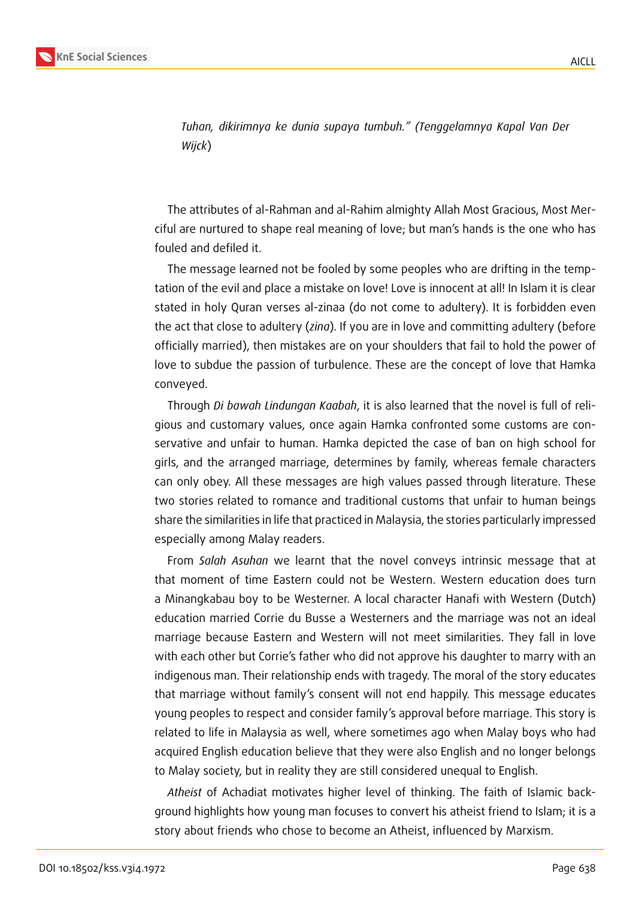*Tuhan, dikirimnya ke dunia supaya tumbuh." (Tenggelamnya Kapal Van Der Wijck*)

The attributes of al-Rahman and al-Rahim almighty Allah Most Gracious, Most Merciful are nurtured to shape real meaning of love; but man's hands is the one who has fouled and defiled it.

The message learned not be fooled by some peoples who are drifting in the temptation of the evil and place a mistake on love! Love is innocent at all! In Islam it is clear stated in holy Quran verses al-zinaa (do not come to adultery). It is forbidden even the act that close to adultery (*zina*). If you are in love and committing adultery (before officially married), then mistakes are on your shoulders that fail to hold the power of love to subdue the passion of turbulence. These are the concept of love that Hamka conveyed.

Through *Di bawah Lindungan Kaabah*, it is also learned that the novel is full of religious and customary values, once again Hamka confronted some customs are conservative and unfair to human. Hamka depicted the case of ban on high school for girls, and the arranged marriage, determines by family, whereas female characters can only obey. All these messages are high values passed through literature. These two stories related to romance and traditional customs that unfair to human beings share the similarities in life that practiced in Malaysia, the stories particularly impressed especially among Malay readers.

From *Salah Asuhan* we learnt that the novel conveys intrinsic message that at that moment of time Eastern could not be Western. Western education does turn a Minangkabau boy to be Westerner. A local character Hanafi with Western (Dutch) education married Corrie du Busse a Westerners and the marriage was not an ideal marriage because Eastern and Western will not meet similarities. They fall in love with each other but Corrie's father who did not approve his daughter to marry with an indigenous man. Their relationship ends with tragedy. The moral of the story educates that marriage without family's consent will not end happily. This message educates young peoples to respect and consider family's approval before marriage. This story is related to life in Malaysia as well, where sometimes ago when Malay boys who had acquired English education believe that they were also English and no longer belongs to Malay society, but in reality they are still considered unequal to English.

*Atheist* of Achadiat motivates higher level of thinking. The faith of Islamic background highlights how young man focuses to convert his atheist friend to Islam; it is a story about friends who chose to become an Atheist, influenced by Marxism.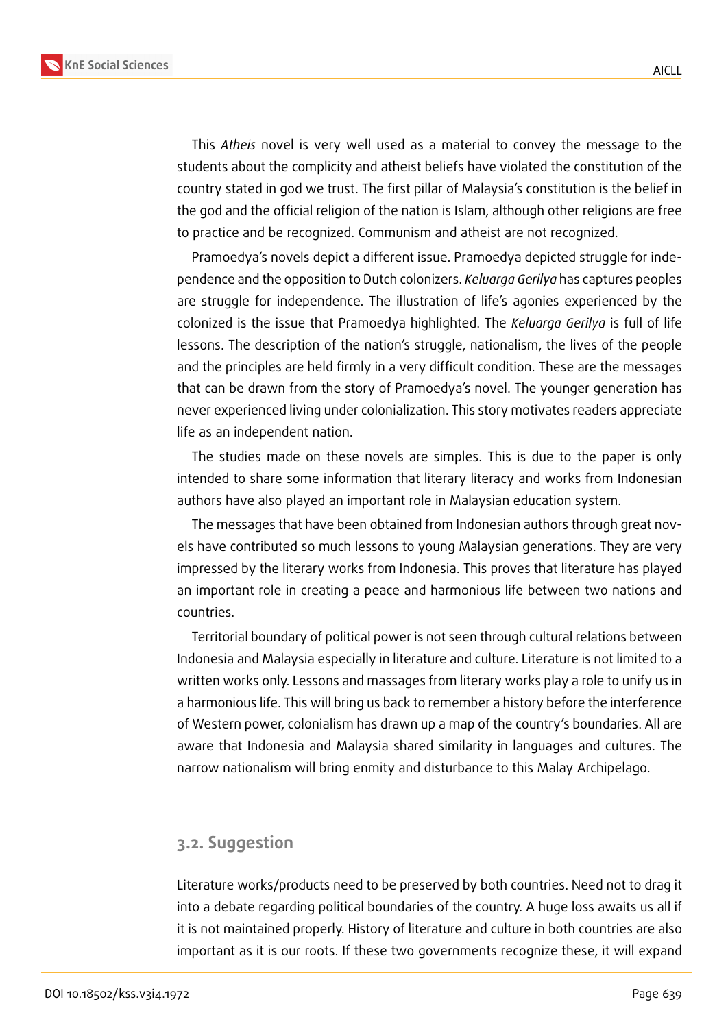This *Atheis* novel is very well used as a material to convey the message to the students about the complicity and atheist beliefs have violated the constitution of the country stated in god we trust. The first pillar of Malaysia's constitution is the belief in the god and the official religion of the nation is Islam, although other religions are free to practice and be recognized. Communism and atheist are not recognized.

Pramoedya's novels depict a different issue. Pramoedya depicted struggle for independence and the opposition to Dutch colonizers. *Keluarga Gerilya* has captures peoples are struggle for independence. The illustration of life's agonies experienced by the colonized is the issue that Pramoedya highlighted. The *Keluarga Gerilya* is full of life lessons. The description of the nation's struggle, nationalism, the lives of the people and the principles are held firmly in a very difficult condition. These are the messages that can be drawn from the story of Pramoedya's novel. The younger generation has never experienced living under colonialization. This story motivates readers appreciate life as an independent nation.

The studies made on these novels are simples. This is due to the paper is only intended to share some information that literary literacy and works from Indonesian authors have also played an important role in Malaysian education system.

The messages that have been obtained from Indonesian authors through great novels have contributed so much lessons to young Malaysian generations. They are very impressed by the literary works from Indonesia. This proves that literature has played an important role in creating a peace and harmonious life between two nations and countries.

Territorial boundary of political power is not seen through cultural relations between Indonesia and Malaysia especially in literature and culture. Literature is not limited to a written works only. Lessons and massages from literary works play a role to unify us in a harmonious life. This will bring us back to remember a history before the interference of Western power, colonialism has drawn up a map of the country's boundaries. All are aware that Indonesia and Malaysia shared similarity in languages and cultures. The narrow nationalism will bring enmity and disturbance to this Malay Archipelago.

## 3.2. Suggestion

Literature works/products need to be preserved by both countries. Need not to drag it into a debate regarding political boundaries of the country. A huge loss awaits us all if it is not maintained properly. History of literature and culture in both countries are also important as it is our roots. If these two governments recognize these, it will expand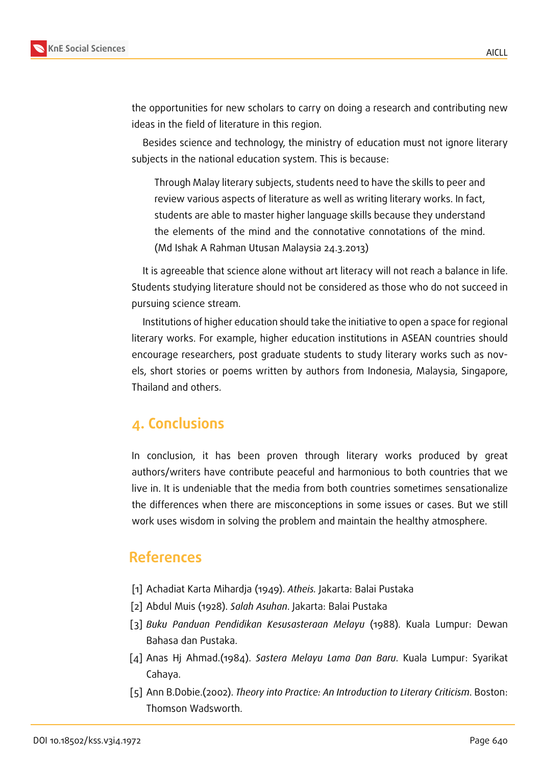the opportunities for new scholars to carry on doing a research and contributing new ideas in the field of literature in this region.

Besides science and technology, the ministry of education must not ignore literary subjects in the national education system. This is because:

> Through Malay literary subjects, students need to have the skills to peer and review various aspects of literature as well as writing literary works. In fact, students are able to master higher language skills because they understand the elements of the mind and the connotative connotations of the mind. (Md Ishak A Rahman Utusan Malaysia 24.3.2013)

It is agreeable that science alone without art literacy will not reach a balance in life. Students studying literature should not be considered as those who do not succeed in pursuing science stream.

Institutions of higher education should take the initiative to open a space for regional literary works. For example, higher education institutions in ASEAN countries should encourage researchers, post graduate students to study literary works such as novels, short stories or poems written by authors from Indonesia, Malaysia, Singapore, Thailand and others.

## 4. Conclusions

In conclusion, it has been proven through literary works produced by great authors/writers have contribute peaceful and harmonious to both countries that we live in. It is undeniable that the media from both countries sometimes sensationalize the differences when there are misconceptions in some issues or cases. But we still work uses wisdom in solving the problem and maintain the healthy atmosphere.

## References

[1] Achadiat Karta Mihardja (1949). *Atheis.* Jakarta: Balai Pustaka

[2] Abdul Muis (1928). *Salah Asuhan*. Jakarta: Balai Pustaka

[3] *Buku Panduan Pendidikan Kesusasteraan Melayu* (1988). Kuala Lumpur: Dewan Bahasa dan Pustaka.

[4] Anas Hj Ahmad.(1984). *Sastera Melayu Lama Dan Baru*. Kuala Lumpur: Syarikat Cahaya.

[5] Ann B.Dobie.(2002). *Theory into Practice: An Introduction to Literary Criticism*. Boston: Thomson Wadsworth.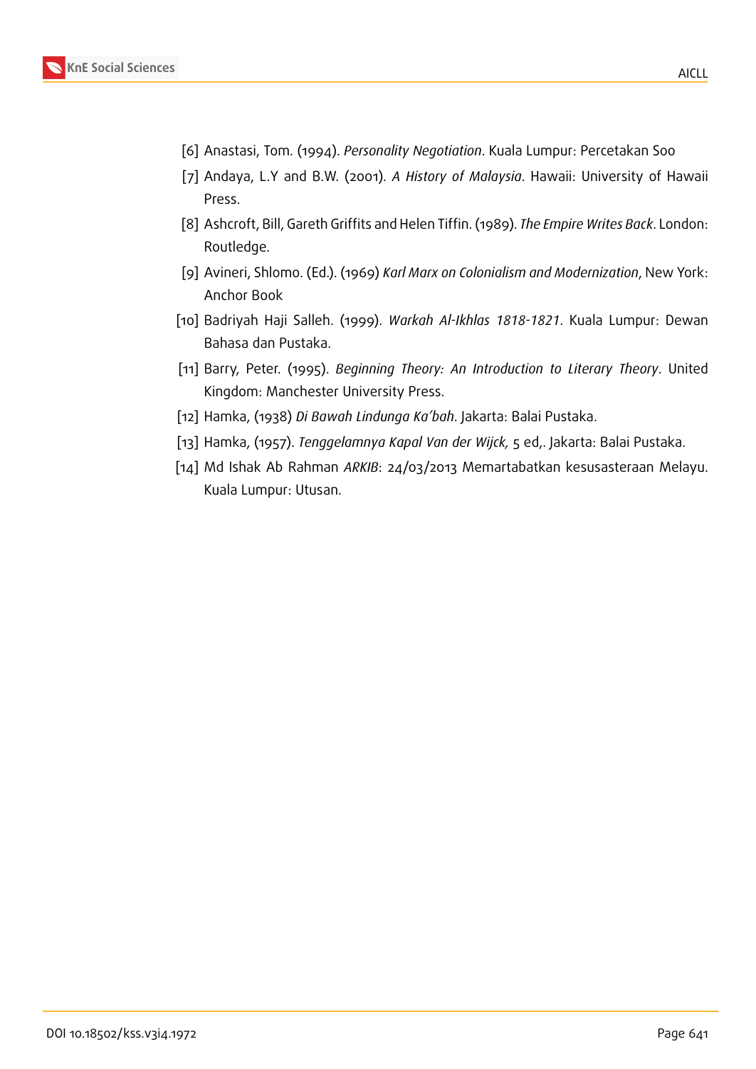[6] Anastasi, Tom. (1994). *Personality Negotiation*. Kuala Lumpur: Percetakan Soo

[7] Andaya, L.Y and B.W. (2001). *A History of Malaysia*. Hawaii: University of Hawaii Press.

[8] Ashcroft, Bill, Gareth Griffits and Helen Tiffin. (1989). *The Empire Writes Back*. London: Routledge.

[9] Avineri, Shlomo. (Ed.). (1969) *Karl Marx on Colonialism and Modernization*, New York: Anchor Book

[10] Badriyah Haji Salleh. (1999). *Warkah Al-Ikhlas 1818-1821*. Kuala Lumpur: Dewan Bahasa dan Pustaka.

[11] Barry, Peter. (1995). *Beginning Theory: An Introduction to Literary Theory*. United Kingdom: Manchester University Press.

[12] Hamka, (1938) *Di Bawah Lindunga Ka'bah*. Jakarta: Balai Pustaka.

[13] Hamka, (1957). *Tenggelamnya Kapal Van der Wijck,* 5 ed,. Jakarta: Balai Pustaka.

[14] Md Ishak Ab Rahman *ARKIB*: 24/03/2013 Memartabatkan kesusasteraan Melayu. Kuala Lumpur: Utusan.